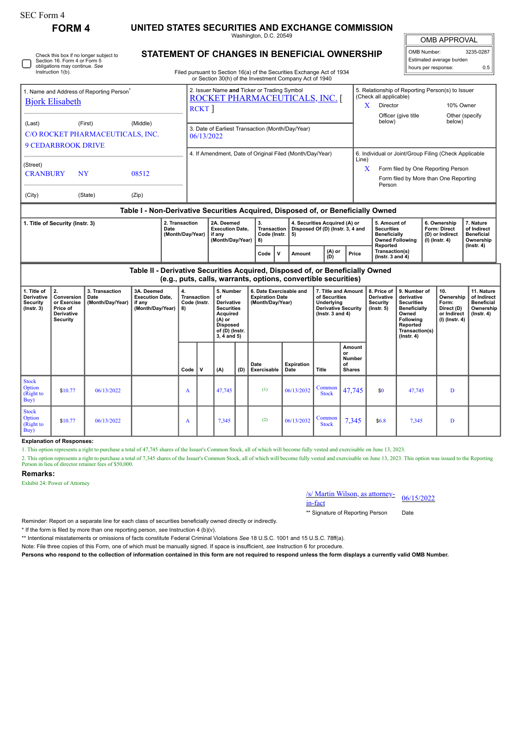SEC Form 4

# FORM 4

## UNITED STATES SECURITIES AND EXCHANGE COMMISSION

Washington, D.C. 20549

## STATEMENT OF CHANGES IN BENEFICIAL OWNERSHIP

Filed pursuant to Section 16(a) of the Securities Exchange Act of 1934 or Section 30(h) of the Investment Company Act of 1940

| OMB APPROVAL | |
|---|---|
| OMB Number: | 3235-0287 |
| Estimated average burden | |
| hours per response: | 0.5 |

☐ Check this box if no longer subject to Section 16. Form 4 or Form 5 obligations may continue. *See* Instruction 1(b).

**1. Name and Address of Reporting Person***
Bjork Elisabeth

(Last) (First) (Middle)
C/O ROCKET PHARMACEUTICALS, INC.
9 CEDARBROOK DRIVE

(Street)
CRANBURY NY 08512

(City) (State) (Zip)

**2. Issuer Name and Ticker or Trading Symbol**
ROCKET PHARMACEUTICALS, INC. [ RCKT ]

**3. Date of Earliest Transaction (Month/Day/Year)**
06/13/2022

**4. If Amendment, Date of Original Filed (Month/Day/Year)**

**5. Relationship of Reporting Person(s) to Issuer (Check all applicable)**
X Director
10% Owner
Officer (give title below)
Other (specify below)

**6. Individual or Joint/Group Filing (Check Applicable Line)**
X Form filed by One Reporting Person
Form filed by More than One Reporting Person

### Table I - Non-Derivative Securities Acquired, Disposed of, or Beneficially Owned

| 1. Title of Security (Instr. 3) | 2. Transaction Date (Month/Day/Year) | 2A. Deemed Execution Date, if any (Month/Day/Year) | 3. Transaction Code (Instr. 8) | | 4. Securities Acquired (A) or Disposed Of (D) (Instr. 3, 4 and 5) | | | 5. Amount of Securities Beneficially Owned Following Reported Transaction(s) (Instr. 3 and 4) | 6. Ownership Form: Direct (D) or Indirect (I) (Instr. 4) | 7. Nature of Indirect Beneficial Ownership (Instr. 4) |
|---|---|---|---|---|---|---|---|---|---|---|
| | | | Code | V | Amount | (A) or (D) | Price | | | |

### Table II - Derivative Securities Acquired, Disposed of, or Beneficially Owned (e.g., puts, calls, warrants, options, convertible securities)

| 1. Title of Derivative Security (Instr. 3) | 2. Conversion or Exercise Price of Derivative Security | 3. Transaction Date (Month/Day/Year) | 3A. Deemed Execution Date, if any (Month/Day/Year) | 4. Transaction Code (Instr. 8) | | 5. Number of Derivative Securities Acquired (A) or Disposed of (D) (Instr. 3, 4 and 5) | | 6. Date Exercisable and Expiration Date (Month/Day/Year) | | 7. Title and Amount of Securities Underlying Derivative Security (Instr. 3 and 4) | | 8. Price of Derivative Security (Instr. 5) | 9. Number of derivative Securities Beneficially Owned Following Reported Transaction(s) (Instr. 4) | 10. Ownership Form: Direct (D) or Indirect (I) (Instr. 4) | 11. Nature of Indirect Beneficial Ownership (Instr. 4) |
|---|---|---|---|---|---|---|---|---|---|---|---|---|---|---|---|
| | | | | Code | V | (A) | (D) | Date Exercisable | Expiration Date | Title | Amount or Number of Shares | | | | |
| Stock Option (Right to Buy) | $10.77 | 06/13/2022 | | A | | 47,745 | | (1) | 06/13/2032 | Common Stock | 47,745 | $0 | 47,745 | D | |
| Stock Option (Right to Buy) | $10.77 | 06/13/2022 | | A | | 7,345 | | (2) | 06/13/2032 | Common Stock | 7,345 | $6.8 | 7,345 | D | |

**Explanation of Responses:**

1. This option represents a right to purchase a total of 47,745 shares of the Issuer's Common Stock, all of which will become fully vested and exercisable on June 13, 2023.

2. This option represents a right to purchase a total of 7,345 shares of the Issuer's Common Stock, all of which will become fully vested and exercisable on June 13, 2023. This option was issued to the Reporting Person in lieu of director retainer fees of $50,000.

**Remarks:**

Exhibit 24: Power of Attorney

| /s/ Martin Wilson, as attorney-in-fact | 06/15/2022 |
|---|---|
| ** Signature of Reporting Person | Date |

Reminder: Report on a separate line for each class of securities beneficially owned directly or indirectly.

* If the form is filed by more than one reporting person, *see* Instruction 4 (b)(v).

** Intentional misstatements or omissions of facts constitute Federal Criminal Violations *See* 18 U.S.C. 1001 and 15 U.S.C. 78ff(a).

Note: File three copies of this Form, one of which must be manually signed. If space is insufficient, *see* Instruction 6 for procedure.

**Persons who respond to the collection of information contained in this form are not required to respond unless the form displays a currently valid OMB Number.**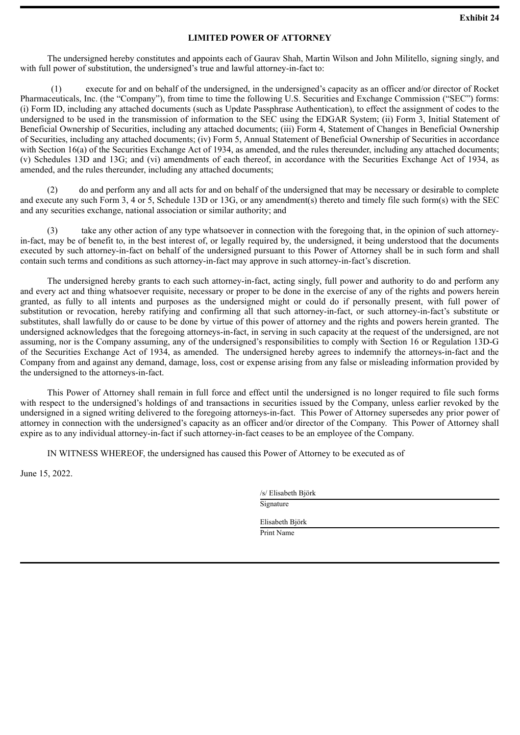**Exhibit 24**

**LIMITED POWER OF ATTORNEY**

The undersigned hereby constitutes and appoints each of Gaurav Shah, Martin Wilson and John Militello, signing singly, and with full power of substitution, the undersigned's true and lawful attorney-in-fact to:

(1) execute for and on behalf of the undersigned, in the undersigned's capacity as an officer and/or director of Rocket Pharmaceuticals, Inc. (the "Company"), from time to time the following U.S. Securities and Exchange Commission ("SEC") forms: (i) Form ID, including any attached documents (such as Update Passphrase Authentication), to effect the assignment of codes to the undersigned to be used in the transmission of information to the SEC using the EDGAR System; (ii) Form 3, Initial Statement of Beneficial Ownership of Securities, including any attached documents; (iii) Form 4, Statement of Changes in Beneficial Ownership of Securities, including any attached documents; (iv) Form 5, Annual Statement of Beneficial Ownership of Securities in accordance with Section 16(a) of the Securities Exchange Act of 1934, as amended, and the rules thereunder, including any attached documents; (v) Schedules 13D and 13G; and (vi) amendments of each thereof, in accordance with the Securities Exchange Act of 1934, as amended, and the rules thereunder, including any attached documents;

(2) do and perform any and all acts for and on behalf of the undersigned that may be necessary or desirable to complete and execute any such Form 3, 4 or 5, Schedule 13D or 13G, or any amendment(s) thereto and timely file such form(s) with the SEC and any securities exchange, national association or similar authority; and

(3) take any other action of any type whatsoever in connection with the foregoing that, in the opinion of such attorney-in-fact, may be of benefit to, in the best interest of, or legally required by, the undersigned, it being understood that the documents executed by such attorney-in-fact on behalf of the undersigned pursuant to this Power of Attorney shall be in such form and shall contain such terms and conditions as such attorney-in-fact may approve in such attorney-in-fact's discretion.

The undersigned hereby grants to each such attorney-in-fact, acting singly, full power and authority to do and perform any and every act and thing whatsoever requisite, necessary or proper to be done in the exercise of any of the rights and powers herein granted, as fully to all intents and purposes as the undersigned might or could do if personally present, with full power of substitution or revocation, hereby ratifying and confirming all that such attorney-in-fact, or such attorney-in-fact's substitute or substitutes, shall lawfully do or cause to be done by virtue of this power of attorney and the rights and powers herein granted. The undersigned acknowledges that the foregoing attorneys-in-fact, in serving in such capacity at the request of the undersigned, are not assuming, nor is the Company assuming, any of the undersigned's responsibilities to comply with Section 16 or Regulation 13D-G of the Securities Exchange Act of 1934, as amended. The undersigned hereby agrees to indemnify the attorneys-in-fact and the Company from and against any demand, damage, loss, cost or expense arising from any false or misleading information provided by the undersigned to the attorneys-in-fact.

This Power of Attorney shall remain in full force and effect until the undersigned is no longer required to file such forms with respect to the undersigned's holdings of and transactions in securities issued by the Company, unless earlier revoked by the undersigned in a signed writing delivered to the foregoing attorneys-in-fact. This Power of Attorney supersedes any prior power of attorney in connection with the undersigned's capacity as an officer and/or director of the Company. This Power of Attorney shall expire as to any individual attorney-in-fact if such attorney-in-fact ceases to be an employee of the Company.

IN WITNESS WHEREOF, the undersigned has caused this Power of Attorney to be executed as of

June 15, 2022.

/s/ Elisabeth Björk
Signature

Elisabeth Björk
Print Name